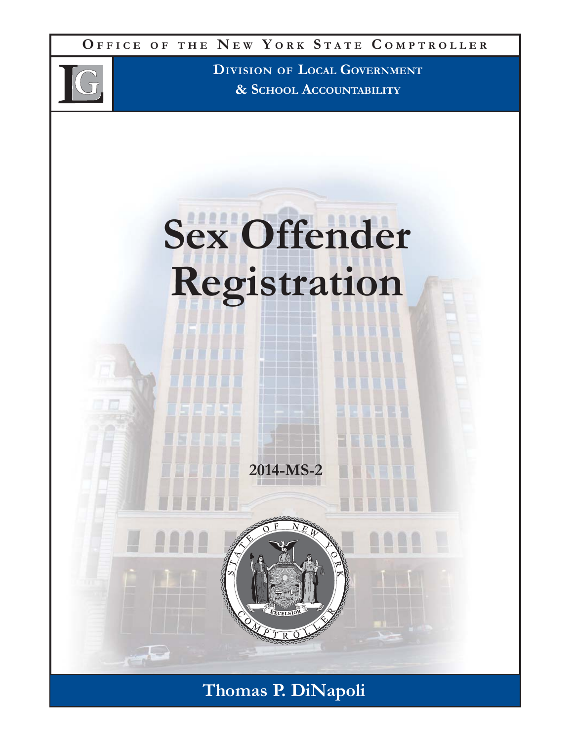OFFICE OF THE NEW YORK STATE COMPTROLLER

DIVISION OF LOCAL GOVERNMENT
& SCHOOL ACCOUNTABILITY

# Sex Offender Registration

2014-MS-2

Thomas P. DiNapoli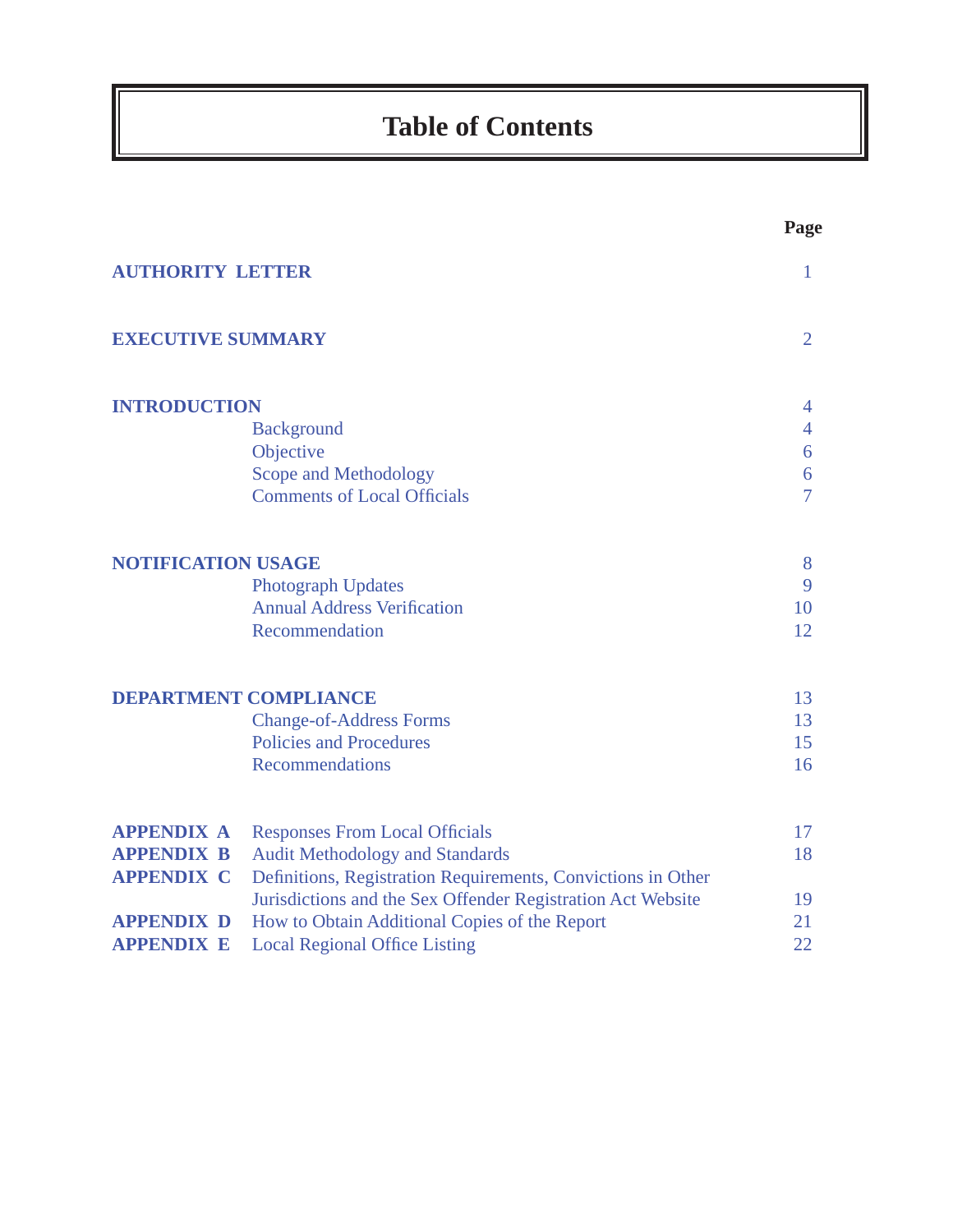# Table of Contents

| | | Page |
|---|---|---|
| **AUTHORITY LETTER** | | 1 |
| **EXECUTIVE SUMMARY** | | 2 |
| **INTRODUCTION** | | 4 |
| | Background | 4 |
| | Objective | 6 |
| | Scope and Methodology | 6 |
| | Comments of Local Officials | 7 |
| **NOTIFICATION USAGE** | | 8 |
| | Photograph Updates | 9 |
| | Annual Address Verification | 10 |
| | Recommendation | 12 |
| **DEPARTMENT COMPLIANCE** | | 13 |
| | Change-of-Address Forms | 13 |
| | Policies and Procedures | 15 |
| | Recommendations | 16 |
| **APPENDIX A** | Responses From Local Officials | 17 |
| **APPENDIX B** | Audit Methodology and Standards | 18 |
| **APPENDIX C** | Definitions, Registration Requirements, Convictions in Other Jurisdictions and the Sex Offender Registration Act Website | 19 |
| **APPENDIX D** | How to Obtain Additional Copies of the Report | 21 |
| **APPENDIX E** | Local Regional Office Listing | 22 |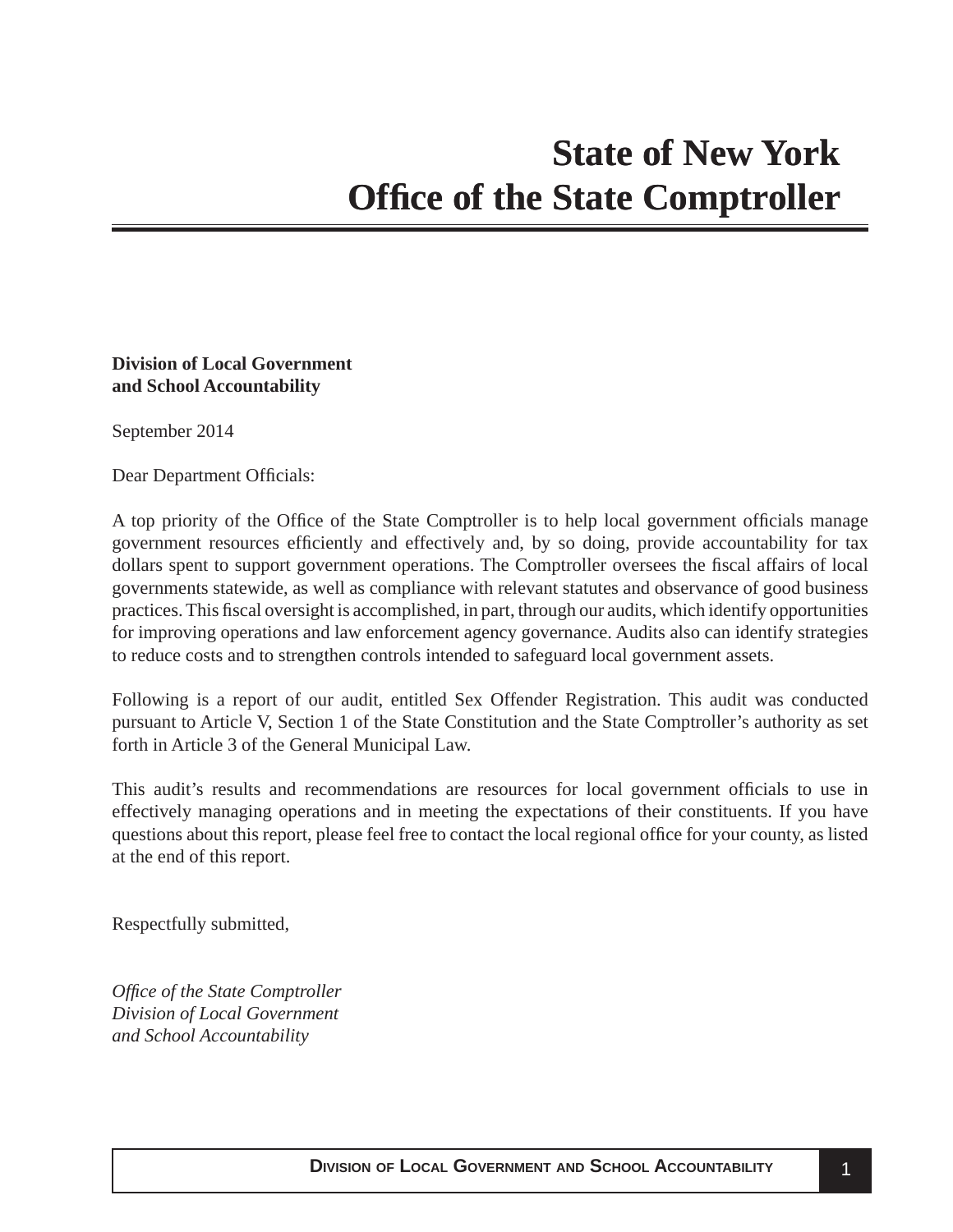# State of New York
# Office of the State Comptroller

**Division of Local Government and School Accountability**

September 2014

Dear Department Officials:

A top priority of the Office of the State Comptroller is to help local government officials manage government resources efficiently and effectively and, by so doing, provide accountability for tax dollars spent to support government operations. The Comptroller oversees the fiscal affairs of local governments statewide, as well as compliance with relevant statutes and observance of good business practices. This fiscal oversight is accomplished, in part, through our audits, which identify opportunities for improving operations and law enforcement agency governance. Audits also can identify strategies to reduce costs and to strengthen controls intended to safeguard local government assets.

Following is a report of our audit, entitled Sex Offender Registration. This audit was conducted pursuant to Article V, Section 1 of the State Constitution and the State Comptroller's authority as set forth in Article 3 of the General Municipal Law.

This audit's results and recommendations are resources for local government officials to use in effectively managing operations and in meeting the expectations of their constituents. If you have questions about this report, please feel free to contact the local regional office for your county, as listed at the end of this report.

Respectfully submitted,

*Office of the State Comptroller*
*Division of Local Government*
*and School Accountability*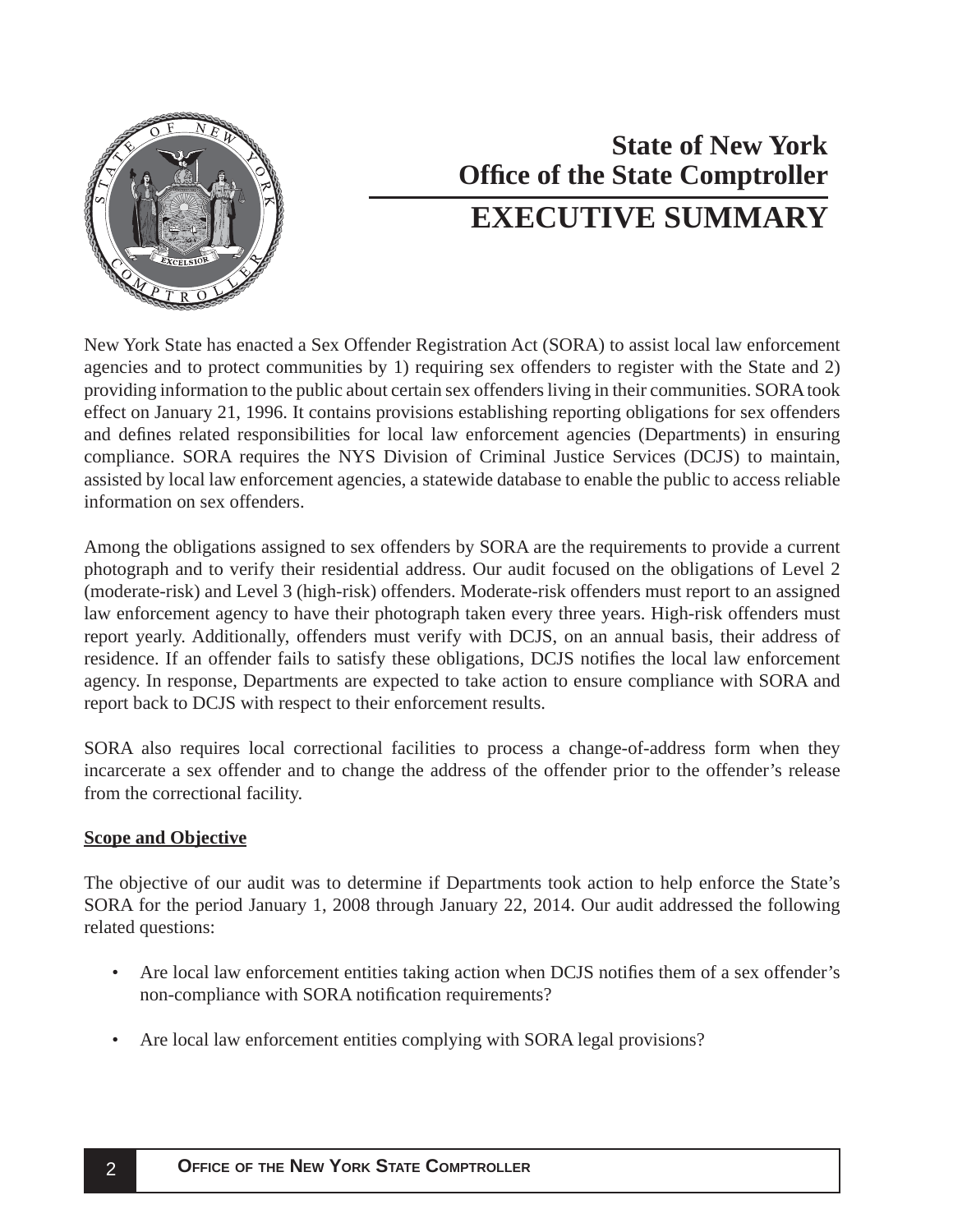# State of New York
# Office of the State Comptroller
# EXECUTIVE SUMMARY

New York State has enacted a Sex Offender Registration Act (SORA) to assist local law enforcement agencies and to protect communities by 1) requiring sex offenders to register with the State and 2) providing information to the public about certain sex offenders living in their communities. SORA took effect on January 21, 1996. It contains provisions establishing reporting obligations for sex offenders and defines related responsibilities for local law enforcement agencies (Departments) in ensuring compliance. SORA requires the NYS Division of Criminal Justice Services (DCJS) to maintain, assisted by local law enforcement agencies, a statewide database to enable the public to access reliable information on sex offenders.

Among the obligations assigned to sex offenders by SORA are the requirements to provide a current photograph and to verify their residential address. Our audit focused on the obligations of Level 2 (moderate-risk) and Level 3 (high-risk) offenders. Moderate-risk offenders must report to an assigned law enforcement agency to have their photograph taken every three years. High-risk offenders must report yearly. Additionally, offenders must verify with DCJS, on an annual basis, their address of residence. If an offender fails to satisfy these obligations, DCJS notifies the local law enforcement agency. In response, Departments are expected to take action to ensure compliance with SORA and report back to DCJS with respect to their enforcement results.

SORA also requires local correctional facilities to process a change-of-address form when they incarcerate a sex offender and to change the address of the offender prior to the offender's release from the correctional facility.

**Scope and Objective**

The objective of our audit was to determine if Departments took action to help enforce the State's SORA for the period January 1, 2008 through January 22, 2014. Our audit addressed the following related questions:

- Are local law enforcement entities taking action when DCJS notifies them of a sex offender's non-compliance with SORA notification requirements?
- Are local law enforcement entities complying with SORA legal provisions?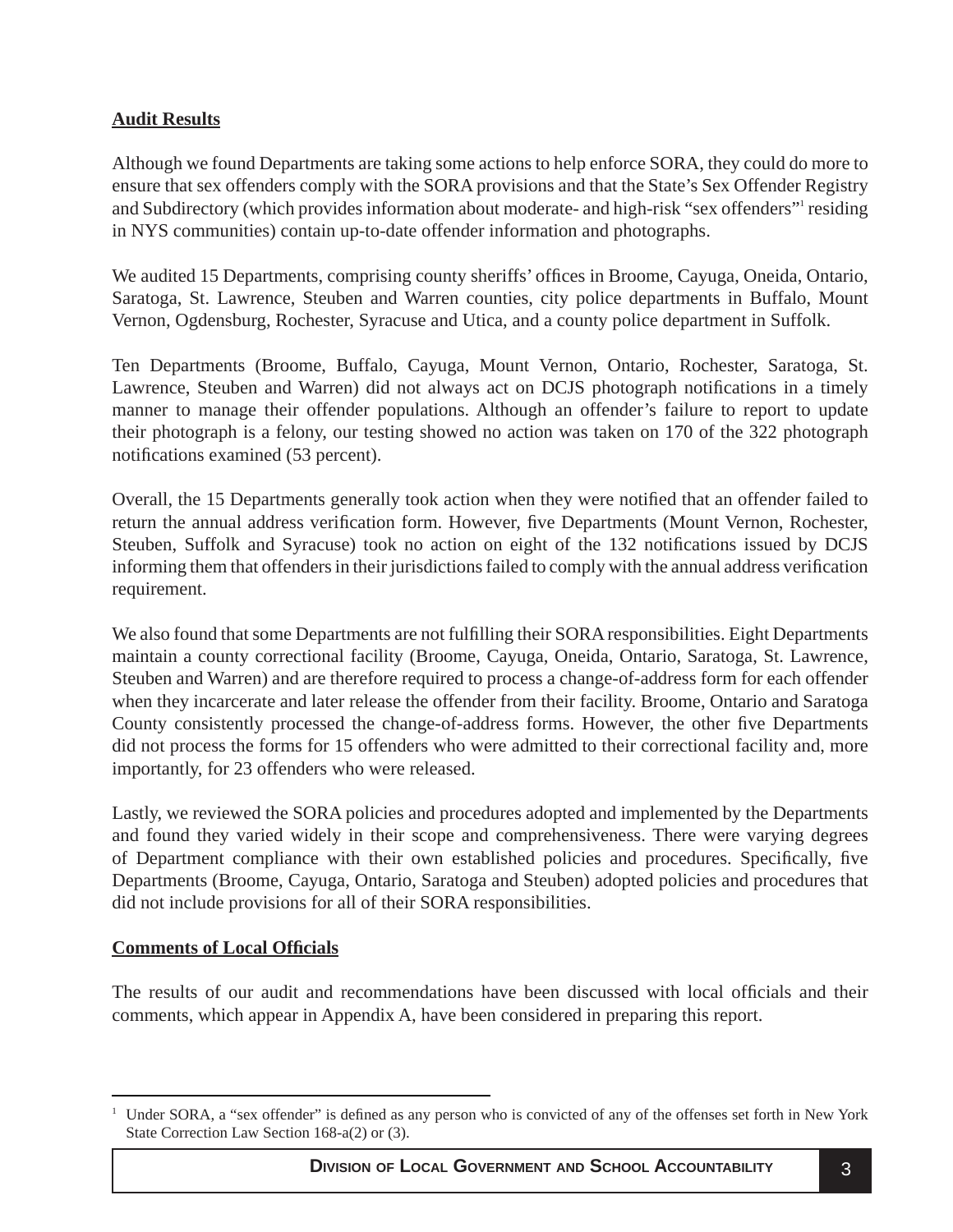**Audit Results**

Although we found Departments are taking some actions to help enforce SORA, they could do more to ensure that sex offenders comply with the SORA provisions and that the State's Sex Offender Registry and Subdirectory (which provides information about moderate- and high-risk "sex offenders"[1] residing in NYS communities) contain up-to-date offender information and photographs.

We audited 15 Departments, comprising county sheriffs' offices in Broome, Cayuga, Oneida, Ontario, Saratoga, St. Lawrence, Steuben and Warren counties, city police departments in Buffalo, Mount Vernon, Ogdensburg, Rochester, Syracuse and Utica, and a county police department in Suffolk.

Ten Departments (Broome, Buffalo, Cayuga, Mount Vernon, Ontario, Rochester, Saratoga, St. Lawrence, Steuben and Warren) did not always act on DCJS photograph notifications in a timely manner to manage their offender populations. Although an offender's failure to report to update their photograph is a felony, our testing showed no action was taken on 170 of the 322 photograph notifications examined (53 percent).

Overall, the 15 Departments generally took action when they were notified that an offender failed to return the annual address verification form. However, five Departments (Mount Vernon, Rochester, Steuben, Suffolk and Syracuse) took no action on eight of the 132 notifications issued by DCJS informing them that offenders in their jurisdictions failed to comply with the annual address verification requirement.

We also found that some Departments are not fulfilling their SORA responsibilities. Eight Departments maintain a county correctional facility (Broome, Cayuga, Oneida, Ontario, Saratoga, St. Lawrence, Steuben and Warren) and are therefore required to process a change-of-address form for each offender when they incarcerate and later release the offender from their facility. Broome, Ontario and Saratoga County consistently processed the change-of-address forms. However, the other five Departments did not process the forms for 15 offenders who were admitted to their correctional facility and, more importantly, for 23 offenders who were released.

Lastly, we reviewed the SORA policies and procedures adopted and implemented by the Departments and found they varied widely in their scope and comprehensiveness. There were varying degrees of Department compliance with their own established policies and procedures. Specifically, five Departments (Broome, Cayuga, Ontario, Saratoga and Steuben) adopted policies and procedures that did not include provisions for all of their SORA responsibilities.

**Comments of Local Officials**

The results of our audit and recommendations have been discussed with local officials and their comments, which appear in Appendix A, have been considered in preparing this report.

---

[1] Under SORA, a "sex offender" is defined as any person who is convicted of any of the offenses set forth in New York State Correction Law Section 168-a(2) or (3).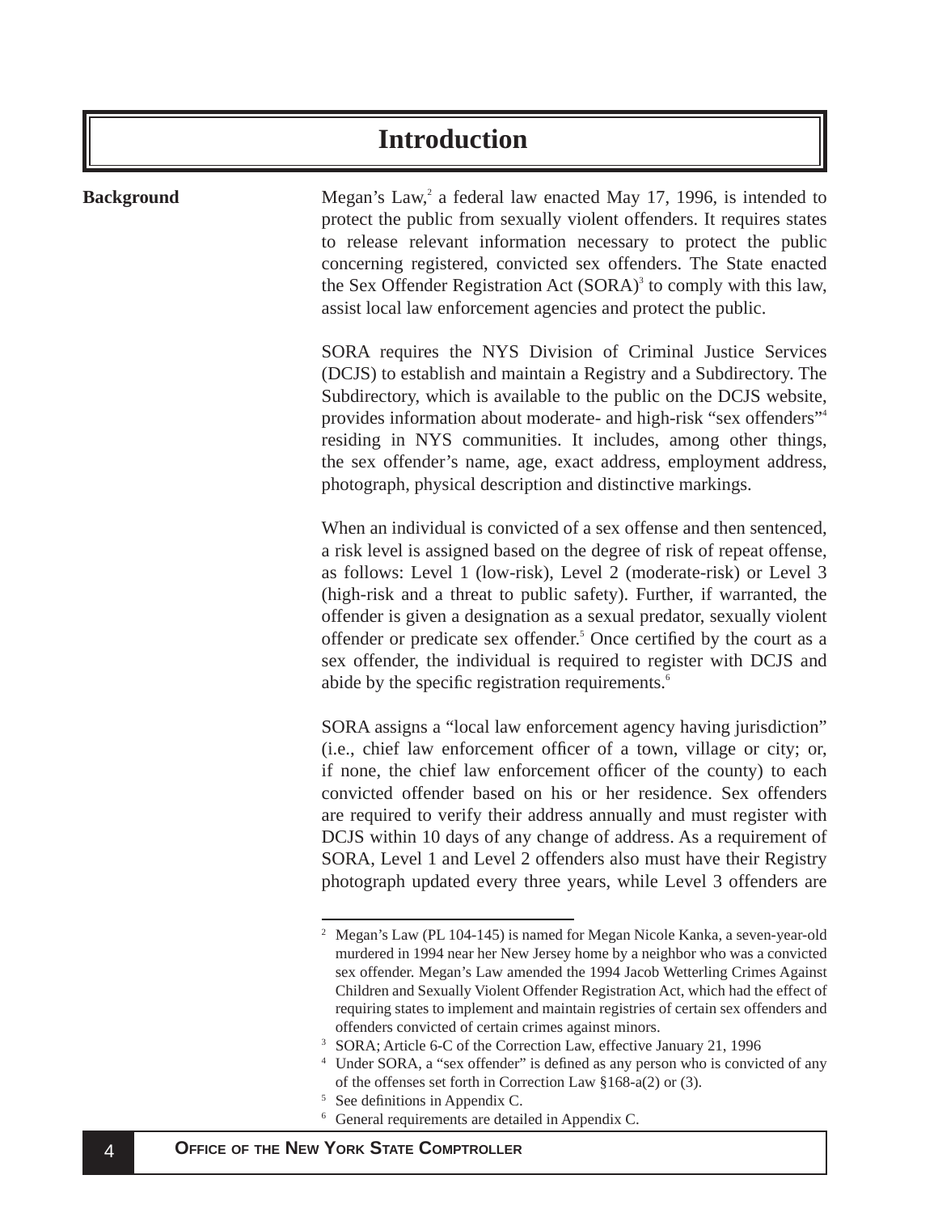# Introduction

**Background**

Megan's Law,[2] a federal law enacted May 17, 1996, is intended to protect the public from sexually violent offenders. It requires states to release relevant information necessary to protect the public concerning registered, convicted sex offenders. The State enacted the Sex Offender Registration Act (SORA)[3] to comply with this law, assist local law enforcement agencies and protect the public.

SORA requires the NYS Division of Criminal Justice Services (DCJS) to establish and maintain a Registry and a Subdirectory. The Subdirectory, which is available to the public on the DCJS website, provides information about moderate- and high-risk "sex offenders"[4] residing in NYS communities. It includes, among other things, the sex offender's name, age, exact address, employment address, photograph, physical description and distinctive markings.

When an individual is convicted of a sex offense and then sentenced, a risk level is assigned based on the degree of risk of repeat offense, as follows: Level 1 (low-risk), Level 2 (moderate-risk) or Level 3 (high-risk and a threat to public safety). Further, if warranted, the offender is given a designation as a sexual predator, sexually violent offender or predicate sex offender.[5] Once certified by the court as a sex offender, the individual is required to register with DCJS and abide by the specific registration requirements.[6]

SORA assigns a "local law enforcement agency having jurisdiction" (i.e., chief law enforcement officer of a town, village or city; or, if none, the chief law enforcement officer of the county) to each convicted offender based on his or her residence. Sex offenders are required to verify their address annually and must register with DCJS within 10 days of any change of address. As a requirement of SORA, Level 1 and Level 2 offenders also must have their Registry photograph updated every three years, while Level 3 offenders are

---

[2] Megan's Law (PL 104-145) is named for Megan Nicole Kanka, a seven-year-old murdered in 1994 near her New Jersey home by a neighbor who was a convicted sex offender. Megan's Law amended the 1994 Jacob Wetterling Crimes Against Children and Sexually Violent Offender Registration Act, which had the effect of requiring states to implement and maintain registries of certain sex offenders and offenders convicted of certain crimes against minors.

[3] SORA; Article 6-C of the Correction Law, effective January 21, 1996

[4] Under SORA, a "sex offender" is defined as any person who is convicted of any of the offenses set forth in Correction Law §168-a(2) or (3).

[5] See definitions in Appendix C.

[6] General requirements are detailed in Appendix C.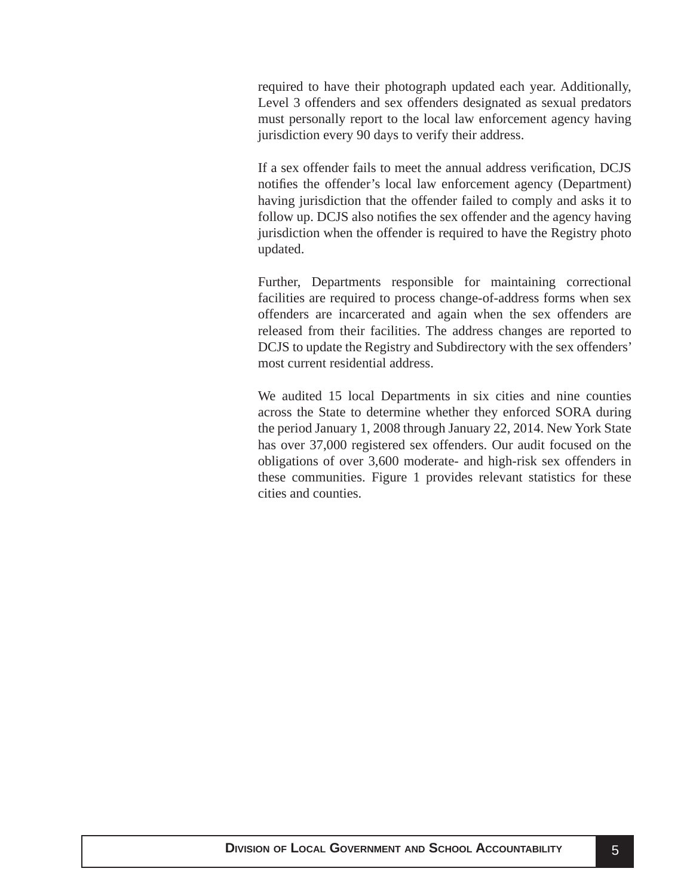required to have their photograph updated each year. Additionally, Level 3 offenders and sex offenders designated as sexual predators must personally report to the local law enforcement agency having jurisdiction every 90 days to verify their address.

If a sex offender fails to meet the annual address verification, DCJS notifies the offender's local law enforcement agency (Department) having jurisdiction that the offender failed to comply and asks it to follow up. DCJS also notifies the sex offender and the agency having jurisdiction when the offender is required to have the Registry photo updated.

Further, Departments responsible for maintaining correctional facilities are required to process change-of-address forms when sex offenders are incarcerated and again when the sex offenders are released from their facilities. The address changes are reported to DCJS to update the Registry and Subdirectory with the sex offenders' most current residential address.

We audited 15 local Departments in six cities and nine counties across the State to determine whether they enforced SORA during the period January 1, 2008 through January 22, 2014. New York State has over 37,000 registered sex offenders. Our audit focused on the obligations of over 3,600 moderate- and high-risk sex offenders in these communities. Figure 1 provides relevant statistics for these cities and counties.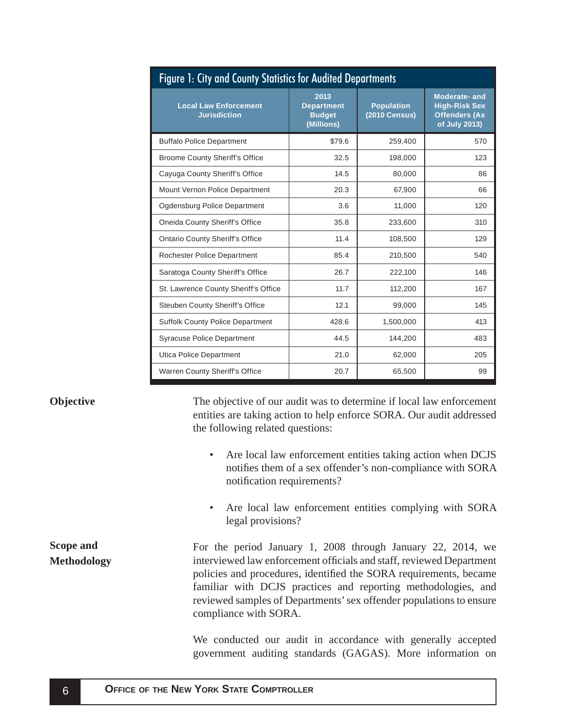Figure 1: City and County Statistics for Audited Departments

| Local Law Enforcement Jurisdiction | 2013 Department Budget (Millions) | Population (2010 Census) | Moderate- and High-Risk Sex Offenders (As of July 2013) |
|---|---|---|---|
| Buffalo Police Department | $79.6 | 259,400 | 570 |
| Broome County Sheriff's Office | 32.5 | 198,000 | 123 |
| Cayuga County Sheriff's Office | 14.5 | 80,000 | 86 |
| Mount Vernon Police Department | 20.3 | 67,900 | 66 |
| Ogdensburg Police Department | 3.6 | 11,000 | 120 |
| Oneida County Sheriff's Office | 35.8 | 233,600 | 310 |
| Ontario County Sheriff's Office | 11.4 | 108,500 | 129 |
| Rochester Police Department | 85.4 | 210,500 | 540 |
| Saratoga County Sheriff's Office | 26.7 | 222,100 | 146 |
| St. Lawrence County Sheriff's Office | 11.7 | 112,200 | 167 |
| Steuben County Sheriff's Office | 12.1 | 99,000 | 145 |
| Suffolk County Police Department | 428.6 | 1,500,000 | 413 |
| Syracuse Police Department | 44.5 | 144,200 | 483 |
| Utica Police Department | 21.0 | 62,000 | 205 |
| Warren County Sheriff's Office | 20.7 | 65,500 | 99 |

## Objective

The objective of our audit was to determine if local law enforcement entities are taking action to help enforce SORA. Our audit addressed the following related questions:

- Are local law enforcement entities taking action when DCJS notifies them of a sex offender's non-compliance with SORA notification requirements?
- Are local law enforcement entities complying with SORA legal provisions?

## Scope and Methodology

For the period January 1, 2008 through January 22, 2014, we interviewed law enforcement officials and staff, reviewed Department policies and procedures, identified the SORA requirements, became familiar with DCJS practices and reporting methodologies, and reviewed samples of Departments' sex offender populations to ensure compliance with SORA.

We conducted our audit in accordance with generally accepted government auditing standards (GAGAS). More information on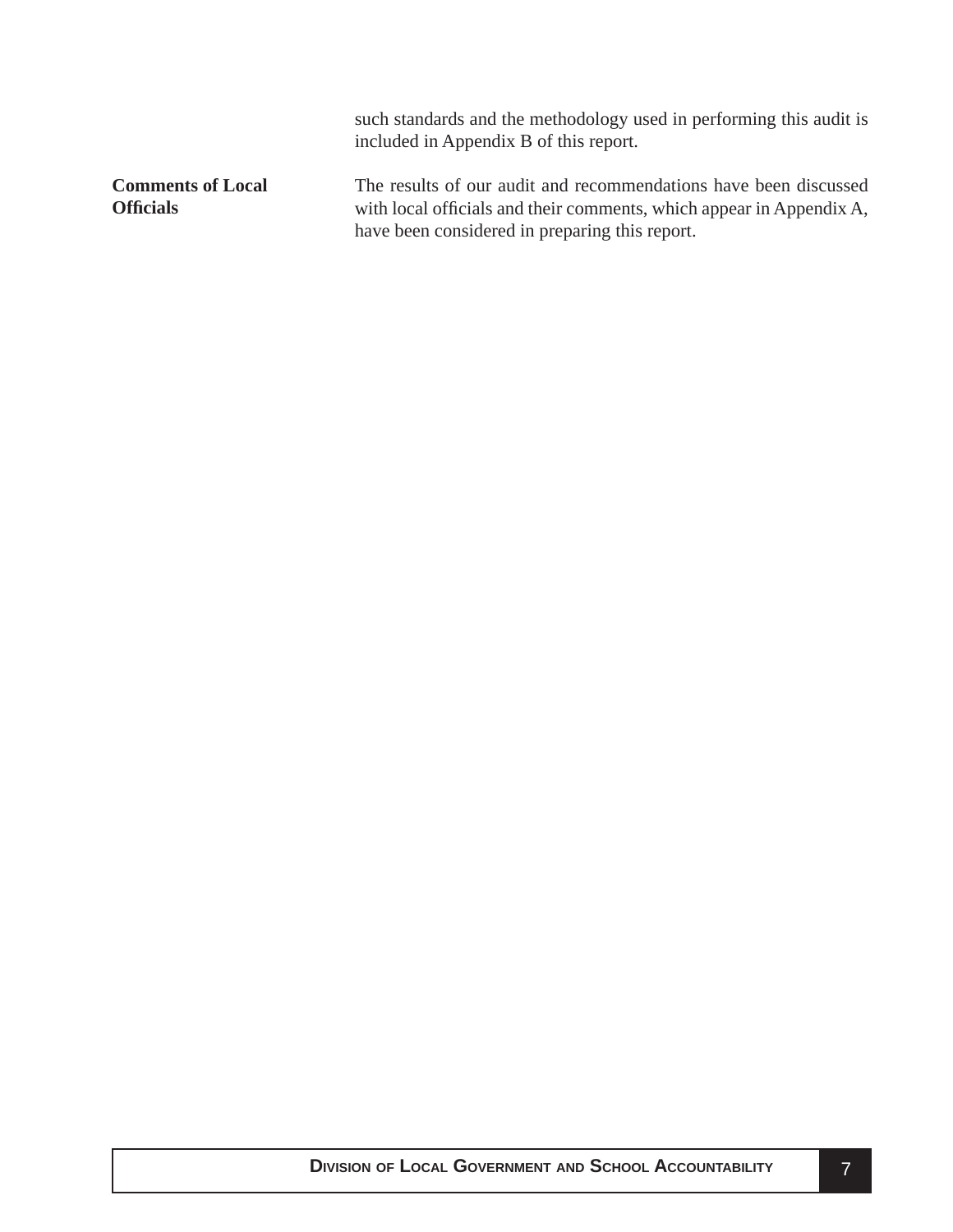such standards and the methodology used in performing this audit is included in Appendix B of this report.

**Comments of Local Officials**

The results of our audit and recommendations have been discussed with local officials and their comments, which appear in Appendix A, have been considered in preparing this report.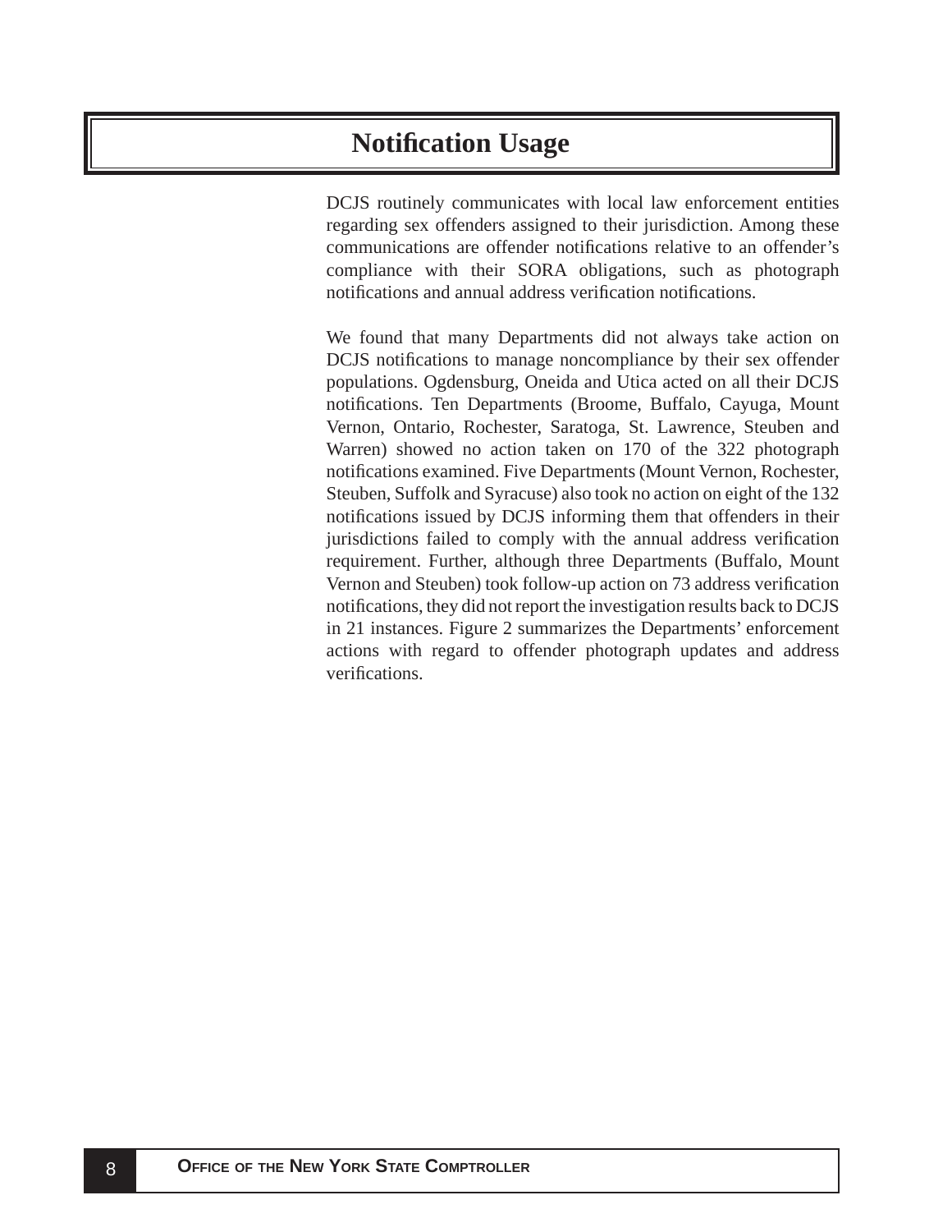# Notification Usage

DCJS routinely communicates with local law enforcement entities regarding sex offenders assigned to their jurisdiction. Among these communications are offender notifications relative to an offender's compliance with their SORA obligations, such as photograph notifications and annual address verification notifications.

We found that many Departments did not always take action on DCJS notifications to manage noncompliance by their sex offender populations. Ogdensburg, Oneida and Utica acted on all their DCJS notifications. Ten Departments (Broome, Buffalo, Cayuga, Mount Vernon, Ontario, Rochester, Saratoga, St. Lawrence, Steuben and Warren) showed no action taken on 170 of the 322 photograph notifications examined. Five Departments (Mount Vernon, Rochester, Steuben, Suffolk and Syracuse) also took no action on eight of the 132 notifications issued by DCJS informing them that offenders in their jurisdictions failed to comply with the annual address verification requirement. Further, although three Departments (Buffalo, Mount Vernon and Steuben) took follow-up action on 73 address verification notifications, they did not report the investigation results back to DCJS in 21 instances. Figure 2 summarizes the Departments' enforcement actions with regard to offender photograph updates and address verifications.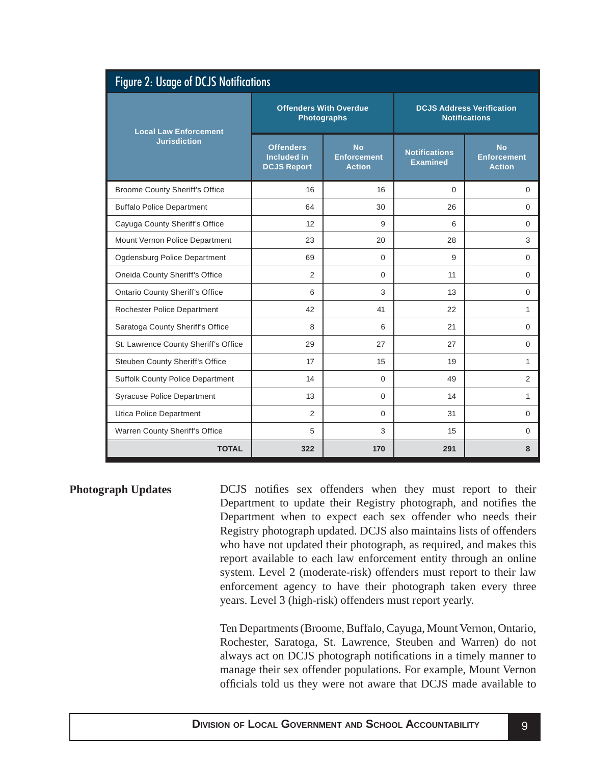**Figure 2: Usage of DCJS Notifications**

| Local Law Enforcement Jurisdiction | Offenders With Overdue Photographs | | DCJS Address Verification Notifications | |
|---|---|---|---|---|
| | Offenders Included in DCJS Report | No Enforcement Action | Notifications Examined | No Enforcement Action |
| Broome County Sheriff's Office | 16 | 16 | 0 | 0 |
| Buffalo Police Department | 64 | 30 | 26 | 0 |
| Cayuga County Sheriff's Office | 12 | 9 | 6 | 0 |
| Mount Vernon Police Department | 23 | 20 | 28 | 3 |
| Ogdensburg Police Department | 69 | 0 | 9 | 0 |
| Oneida County Sheriff's Office | 2 | 0 | 11 | 0 |
| Ontario County Sheriff's Office | 6 | 3 | 13 | 0 |
| Rochester Police Department | 42 | 41 | 22 | 1 |
| Saratoga County Sheriff's Office | 8 | 6 | 21 | 0 |
| St. Lawrence County Sheriff's Office | 29 | 27 | 27 | 0 |
| Steuben County Sheriff's Office | 17 | 15 | 19 | 1 |
| Suffolk County Police Department | 14 | 0 | 49 | 2 |
| Syracuse Police Department | 13 | 0 | 14 | 1 |
| Utica Police Department | 2 | 0 | 31 | 0 |
| Warren County Sheriff's Office | 5 | 3 | 15 | 0 |
| **TOTAL** | **322** | **170** | **291** | **8** |

## Photograph Updates

DCJS notifies sex offenders when they must report to their Department to update their Registry photograph, and notifies the Department when to expect each sex offender who needs their Registry photograph updated. DCJS also maintains lists of offenders who have not updated their photograph, as required, and makes this report available to each law enforcement entity through an online system. Level 2 (moderate-risk) offenders must report to their law enforcement agency to have their photograph taken every three years. Level 3 (high-risk) offenders must report yearly.

Ten Departments (Broome, Buffalo, Cayuga, Mount Vernon, Ontario, Rochester, Saratoga, St. Lawrence, Steuben and Warren) do not always act on DCJS photograph notifications in a timely manner to manage their sex offender populations. For example, Mount Vernon officials told us they were not aware that DCJS made available to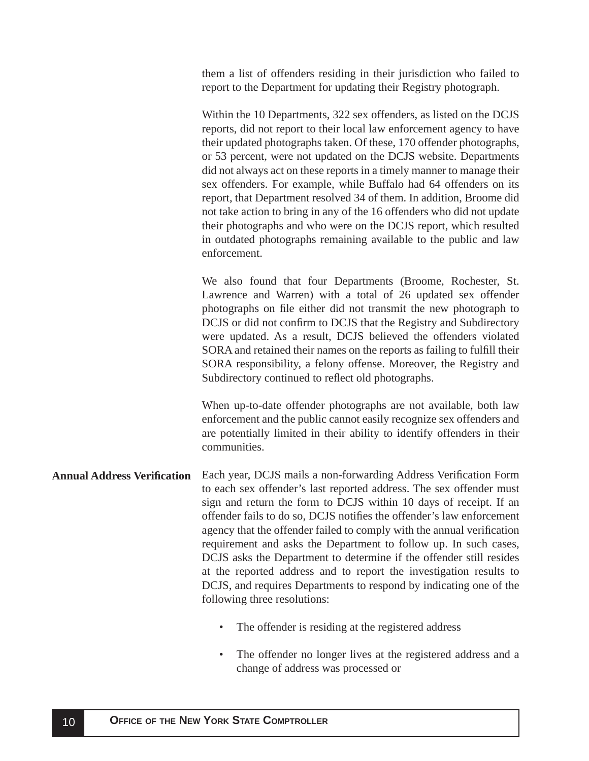them a list of offenders residing in their jurisdiction who failed to report to the Department for updating their Registry photograph.

Within the 10 Departments, 322 sex offenders, as listed on the DCJS reports, did not report to their local law enforcement agency to have their updated photographs taken. Of these, 170 offender photographs, or 53 percent, were not updated on the DCJS website. Departments did not always act on these reports in a timely manner to manage their sex offenders. For example, while Buffalo had 64 offenders on its report, that Department resolved 34 of them. In addition, Broome did not take action to bring in any of the 16 offenders who did not update their photographs and who were on the DCJS report, which resulted in outdated photographs remaining available to the public and law enforcement.

We also found that four Departments (Broome, Rochester, St. Lawrence and Warren) with a total of 26 updated sex offender photographs on file either did not transmit the new photograph to DCJS or did not confirm to DCJS that the Registry and Subdirectory were updated. As a result, DCJS believed the offenders violated SORA and retained their names on the reports as failing to fulfill their SORA responsibility, a felony offense. Moreover, the Registry and Subdirectory continued to reflect old photographs.

When up-to-date offender photographs are not available, both law enforcement and the public cannot easily recognize sex offenders and are potentially limited in their ability to identify offenders in their communities.

**Annual Address Verification**

Each year, DCJS mails a non-forwarding Address Verification Form to each sex offender's last reported address. The sex offender must sign and return the form to DCJS within 10 days of receipt. If an offender fails to do so, DCJS notifies the offender's law enforcement agency that the offender failed to comply with the annual verification requirement and asks the Department to follow up. In such cases, DCJS asks the Department to determine if the offender still resides at the reported address and to report the investigation results to DCJS, and requires Departments to respond by indicating one of the following three resolutions:

- The offender is residing at the registered address
- The offender no longer lives at the registered address and a change of address was processed or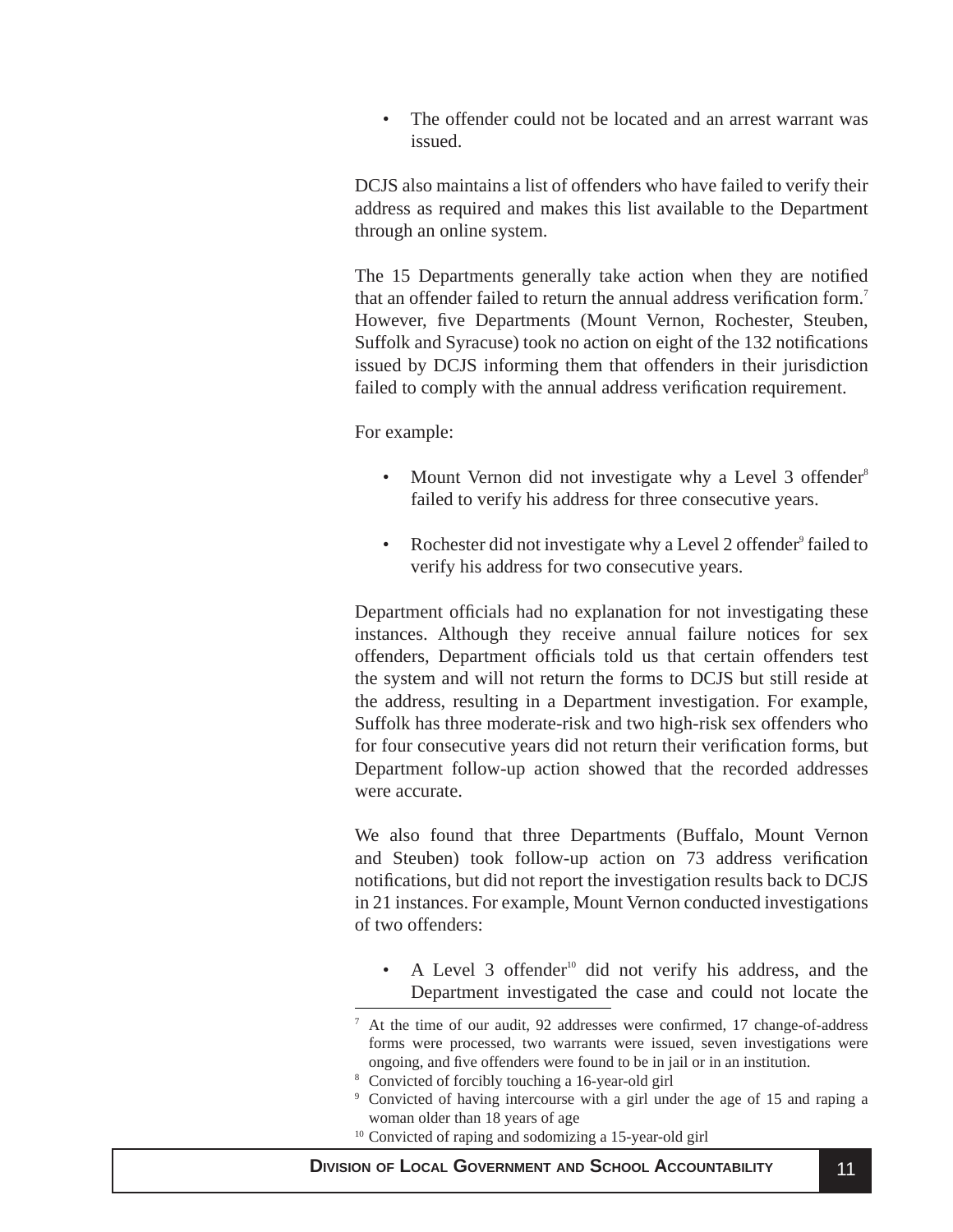- The offender could not be located and an arrest warrant was issued.

DCJS also maintains a list of offenders who have failed to verify their address as required and makes this list available to the Department through an online system.

The 15 Departments generally take action when they are notified that an offender failed to return the annual address verification form.[7] However, five Departments (Mount Vernon, Rochester, Steuben, Suffolk and Syracuse) took no action on eight of the 132 notifications issued by DCJS informing them that offenders in their jurisdiction failed to comply with the annual address verification requirement.

For example:

- Mount Vernon did not investigate why a Level 3 offender[8] failed to verify his address for three consecutive years.
- Rochester did not investigate why a Level 2 offender[9] failed to verify his address for two consecutive years.

Department officials had no explanation for not investigating these instances. Although they receive annual failure notices for sex offenders, Department officials told us that certain offenders test the system and will not return the forms to DCJS but still reside at the address, resulting in a Department investigation. For example, Suffolk has three moderate-risk and two high-risk sex offenders who for four consecutive years did not return their verification forms, but Department follow-up action showed that the recorded addresses were accurate.

We also found that three Departments (Buffalo, Mount Vernon and Steuben) took follow-up action on 73 address verification notifications, but did not report the investigation results back to DCJS in 21 instances. For example, Mount Vernon conducted investigations of two offenders:

- A Level 3 offender[10] did not verify his address, and the Department investigated the case and could not locate the

---

[7] At the time of our audit, 92 addresses were confirmed, 17 change-of-address forms were processed, two warrants were issued, seven investigations were ongoing, and five offenders were found to be in jail or in an institution.

[8] Convicted of forcibly touching a 16-year-old girl

[9] Convicted of having intercourse with a girl under the age of 15 and raping a woman older than 18 years of age

[10] Convicted of raping and sodomizing a 15-year-old girl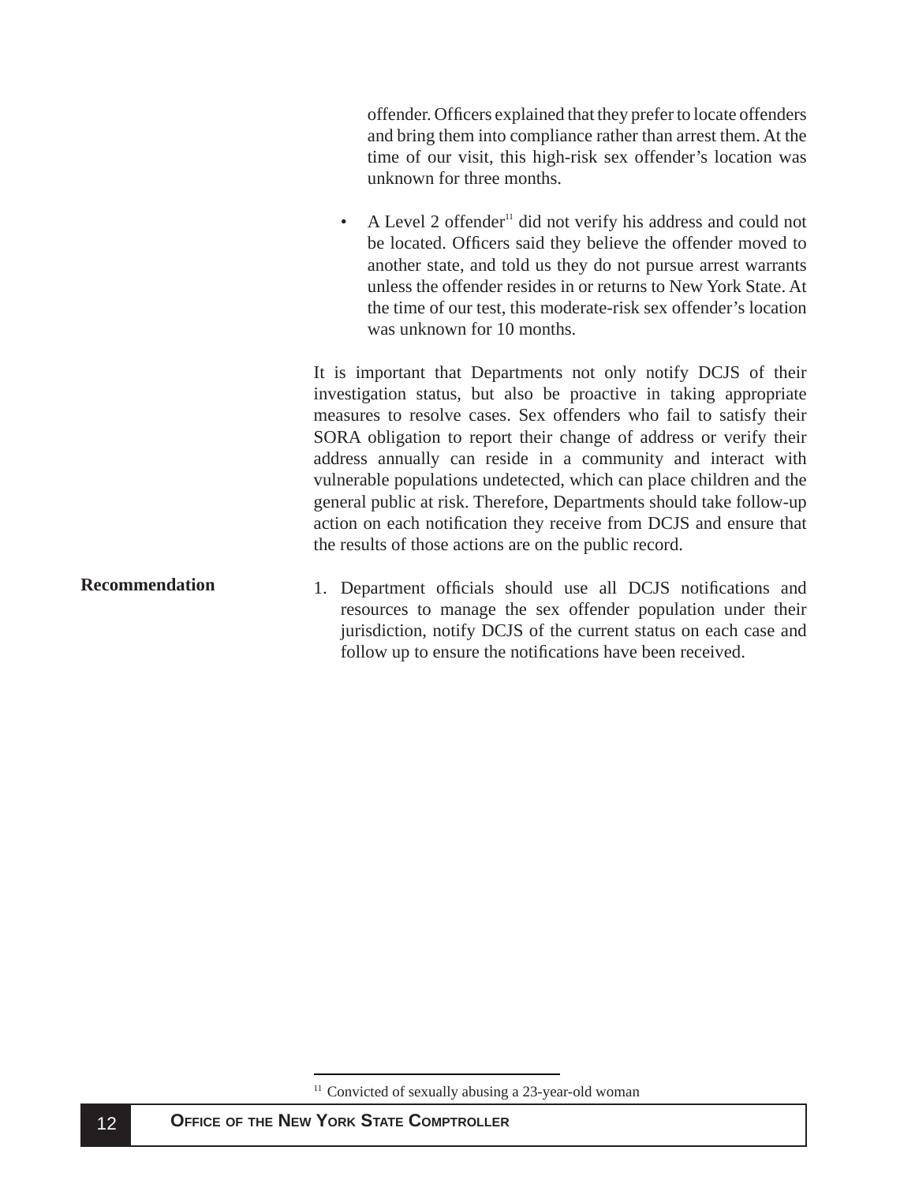offender. Officers explained that they prefer to locate offenders and bring them into compliance rather than arrest them. At the time of our visit, this high-risk sex offender's location was unknown for three months.

- A Level 2 offender[11] did not verify his address and could not be located. Officers said they believe the offender moved to another state, and told us they do not pursue arrest warrants unless the offender resides in or returns to New York State. At the time of our test, this moderate-risk sex offender's location was unknown for 10 months.

It is important that Departments not only notify DCJS of their investigation status, but also be proactive in taking appropriate measures to resolve cases. Sex offenders who fail to satisfy their SORA obligation to report their change of address or verify their address annually can reside in a community and interact with vulnerable populations undetected, which can place children and the general public at risk. Therefore, Departments should take follow-up action on each notification they receive from DCJS and ensure that the results of those actions are on the public record.

**Recommendation**

1. Department officials should use all DCJS notifications and resources to manage the sex offender population under their jurisdiction, notify DCJS of the current status on each case and follow up to ensure the notifications have been received.

[11] Convicted of sexually abusing a 23-year-old woman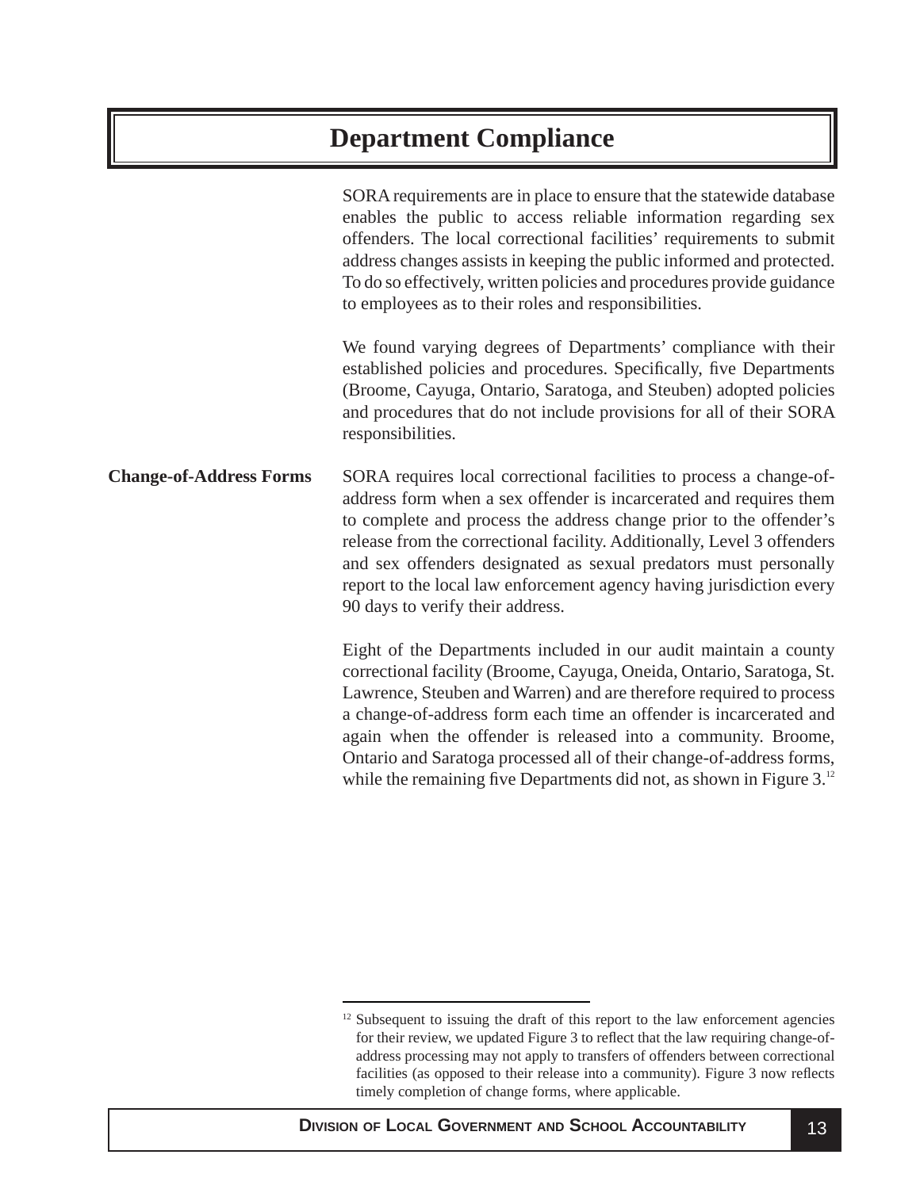# Department Compliance

SORA requirements are in place to ensure that the statewide database enables the public to access reliable information regarding sex offenders. The local correctional facilities' requirements to submit address changes assists in keeping the public informed and protected. To do so effectively, written policies and procedures provide guidance to employees as to their roles and responsibilities.

We found varying degrees of Departments' compliance with their established policies and procedures. Specifically, five Departments (Broome, Cayuga, Ontario, Saratoga, and Steuben) adopted policies and procedures that do not include provisions for all of their SORA responsibilities.

**Change-of-Address Forms**

SORA requires local correctional facilities to process a change-of-address form when a sex offender is incarcerated and requires them to complete and process the address change prior to the offender's release from the correctional facility. Additionally, Level 3 offenders and sex offenders designated as sexual predators must personally report to the local law enforcement agency having jurisdiction every 90 days to verify their address.

Eight of the Departments included in our audit maintain a county correctional facility (Broome, Cayuga, Oneida, Ontario, Saratoga, St. Lawrence, Steuben and Warren) and are therefore required to process a change-of-address form each time an offender is incarcerated and again when the offender is released into a community. Broome, Ontario and Saratoga processed all of their change-of-address forms, while the remaining five Departments did not, as shown in Figure 3.[12]

[12] Subsequent to issuing the draft of this report to the law enforcement agencies for their review, we updated Figure 3 to reflect that the law requiring change-of-address processing may not apply to transfers of offenders between correctional facilities (as opposed to their release into a community). Figure 3 now reflects timely completion of change forms, where applicable.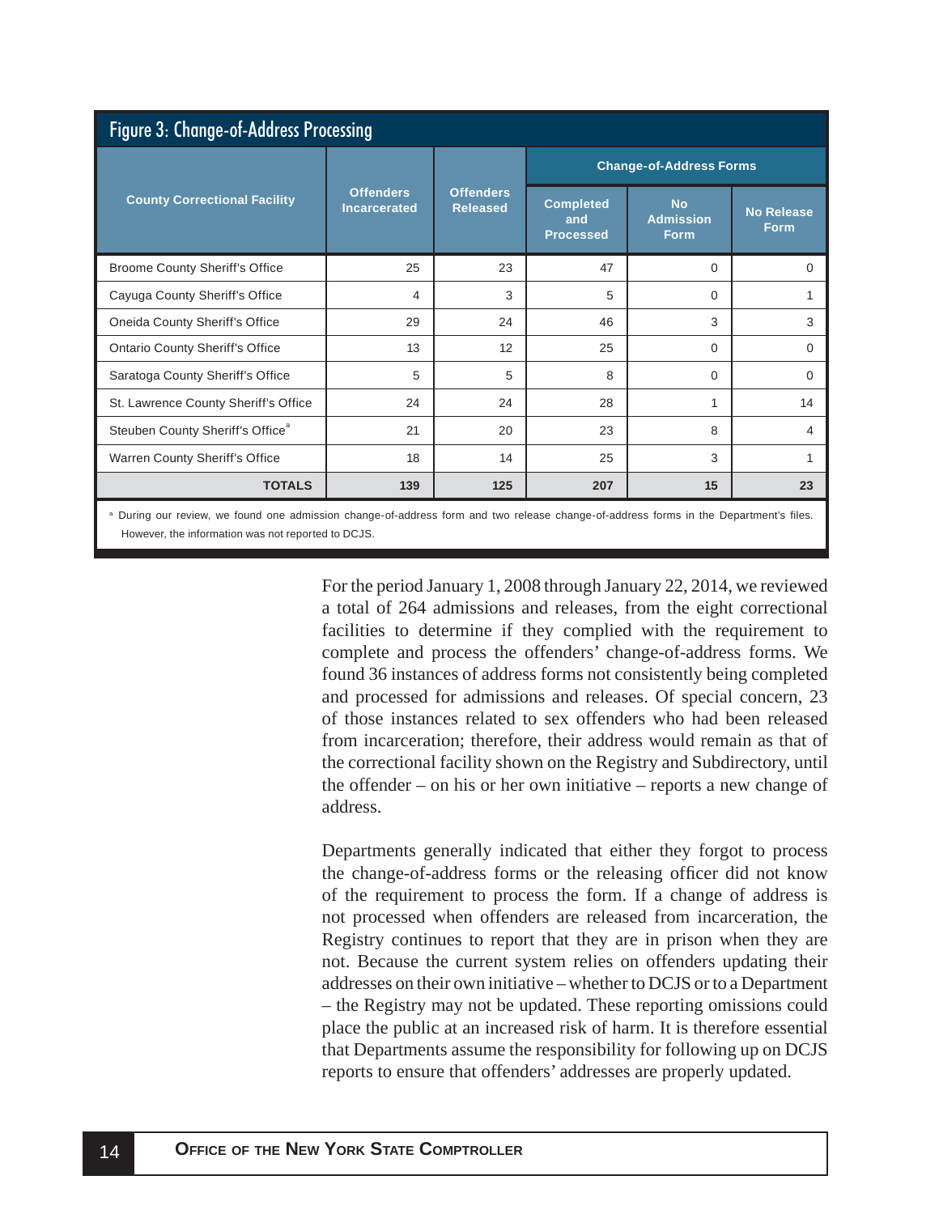### Figure 3: Change-of-Address Processing

| County Correctional Facility | Offenders Incarcerated | Offenders Released | Change-of-Address Forms | | |
|---|---|---|---|---|---|
| | | | Completed and Processed | No Admission Form | No Release Form |
| Broome County Sheriff's Office | 25 | 23 | 47 | 0 | 0 |
| Cayuga County Sheriff's Office | 4 | 3 | 5 | 0 | 1 |
| Oneida County Sheriff's Office | 29 | 24 | 46 | 3 | 3 |
| Ontario County Sheriff's Office | 13 | 12 | 25 | 0 | 0 |
| Saratoga County Sheriff's Office | 5 | 5 | 8 | 0 | 0 |
| St. Lawrence County Sheriff's Office | 24 | 24 | 28 | 1 | 14 |
| Steuben County Sheriff's Office[a] | 21 | 20 | 23 | 8 | 4 |
| Warren County Sheriff's Office | 18 | 14 | 25 | 3 | 1 |
| **TOTALS** | **139** | **125** | **207** | **15** | **23** |

[a] During our review, we found one admission change-of-address form and two release change-of-address forms in the Department's files. However, the information was not reported to DCJS.

For the period January 1, 2008 through January 22, 2014, we reviewed a total of 264 admissions and releases, from the eight correctional facilities to determine if they complied with the requirement to complete and process the offenders' change-of-address forms. We found 36 instances of address forms not consistently being completed and processed for admissions and releases. Of special concern, 23 of those instances related to sex offenders who had been released from incarceration; therefore, their address would remain as that of the correctional facility shown on the Registry and Subdirectory, until the offender – on his or her own initiative – reports a new change of address.

Departments generally indicated that either they forgot to process the change-of-address forms or the releasing officer did not know of the requirement to process the form. If a change of address is not processed when offenders are released from incarceration, the Registry continues to report that they are in prison when they are not. Because the current system relies on offenders updating their addresses on their own initiative – whether to DCJS or to a Department – the Registry may not be updated. These reporting omissions could place the public at an increased risk of harm. It is therefore essential that Departments assume the responsibility for following up on DCJS reports to ensure that offenders' addresses are properly updated.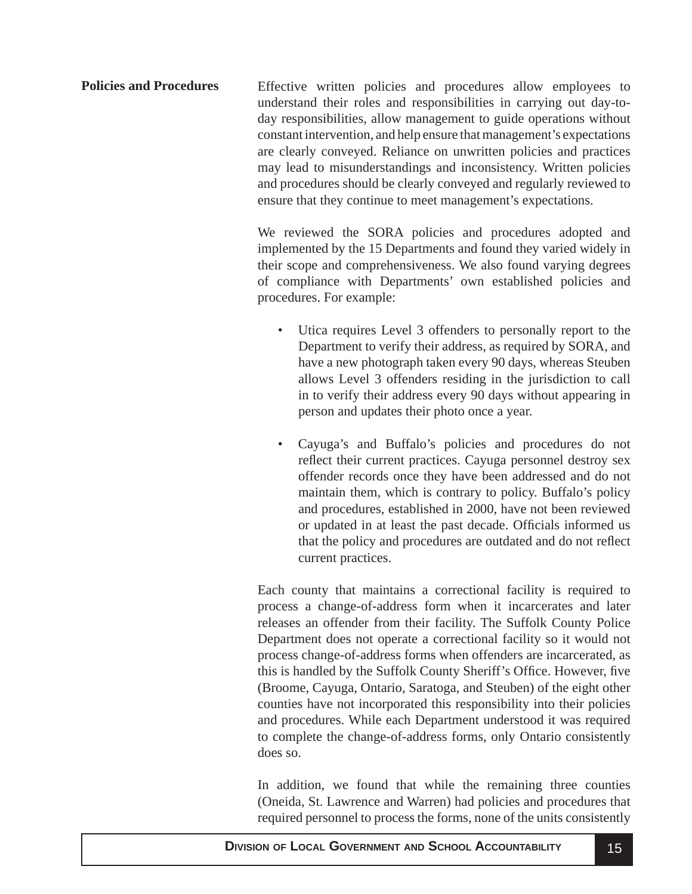**Policies and Procedures**

Effective written policies and procedures allow employees to understand their roles and responsibilities in carrying out day-to-day responsibilities, allow management to guide operations without constant intervention, and help ensure that management's expectations are clearly conveyed. Reliance on unwritten policies and practices may lead to misunderstandings and inconsistency. Written policies and procedures should be clearly conveyed and regularly reviewed to ensure that they continue to meet management's expectations.

We reviewed the SORA policies and procedures adopted and implemented by the 15 Departments and found they varied widely in their scope and comprehensiveness. We also found varying degrees of compliance with Departments' own established policies and procedures. For example:

- Utica requires Level 3 offenders to personally report to the Department to verify their address, as required by SORA, and have a new photograph taken every 90 days, whereas Steuben allows Level 3 offenders residing in the jurisdiction to call in to verify their address every 90 days without appearing in person and updates their photo once a year.

- Cayuga's and Buffalo's policies and procedures do not reflect their current practices. Cayuga personnel destroy sex offender records once they have been addressed and do not maintain them, which is contrary to policy. Buffalo's policy and procedures, established in 2000, have not been reviewed or updated in at least the past decade. Officials informed us that the policy and procedures are outdated and do not reflect current practices.

Each county that maintains a correctional facility is required to process a change-of-address form when it incarcerates and later releases an offender from their facility. The Suffolk County Police Department does not operate a correctional facility so it would not process change-of-address forms when offenders are incarcerated, as this is handled by the Suffolk County Sheriff's Office. However, five (Broome, Cayuga, Ontario, Saratoga, and Steuben) of the eight other counties have not incorporated this responsibility into their policies and procedures. While each Department understood it was required to complete the change-of-address forms, only Ontario consistently does so.

In addition, we found that while the remaining three counties (Oneida, St. Lawrence and Warren) had policies and procedures that required personnel to process the forms, none of the units consistently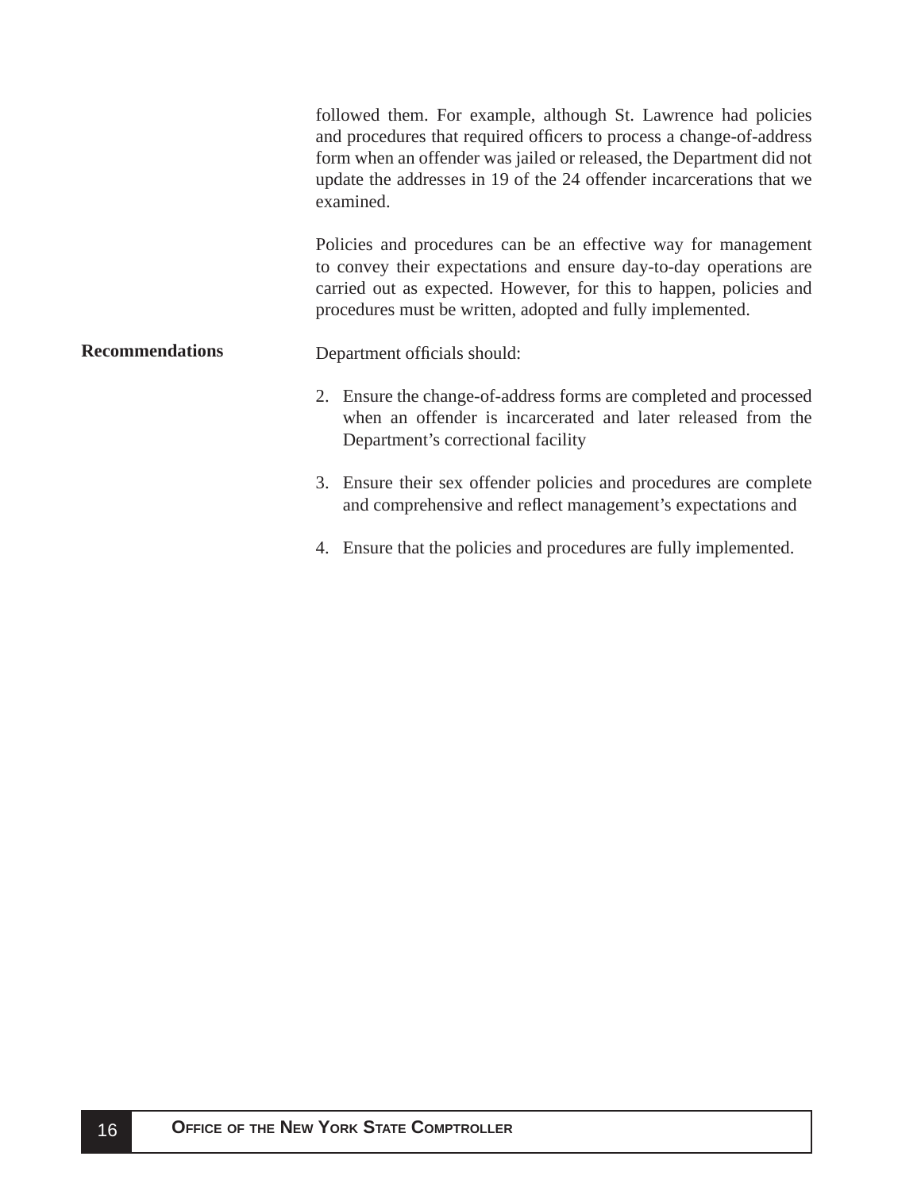followed them. For example, although St. Lawrence had policies and procedures that required officers to process a change-of-address form when an offender was jailed or released, the Department did not update the addresses in 19 of the 24 offender incarcerations that we examined.

Policies and procedures can be an effective way for management to convey their expectations and ensure day-to-day operations are carried out as expected. However, for this to happen, policies and procedures must be written, adopted and fully implemented.

**Recommendations**

Department officials should:

2. Ensure the change-of-address forms are completed and processed when an offender is incarcerated and later released from the Department's correctional facility

3. Ensure their sex offender policies and procedures are complete and comprehensive and reflect management's expectations and

4. Ensure that the policies and procedures are fully implemented.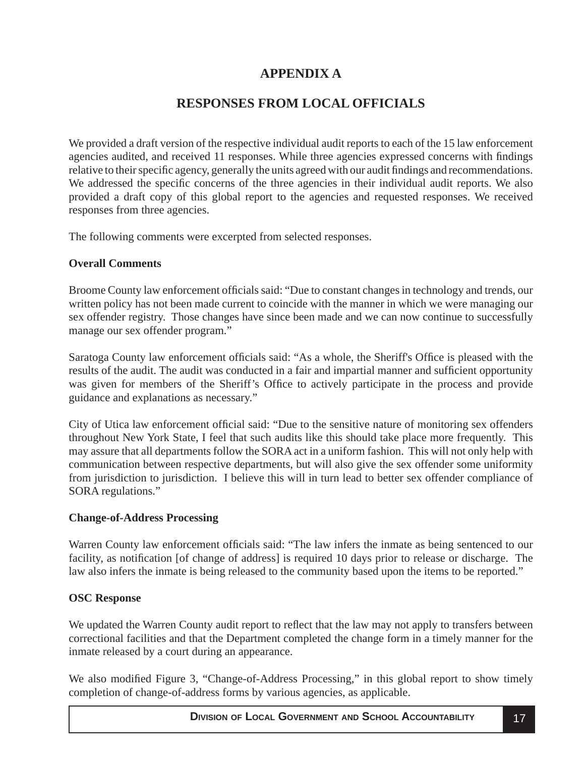# APPENDIX A

## RESPONSES FROM LOCAL OFFICIALS

We provided a draft version of the respective individual audit reports to each of the 15 law enforcement agencies audited, and received 11 responses. While three agencies expressed concerns with findings relative to their specific agency, generally the units agreed with our audit findings and recommendations. We addressed the specific concerns of the three agencies in their individual audit reports. We also provided a draft copy of this global report to the agencies and requested responses. We received responses from three agencies.

The following comments were excerpted from selected responses.

**Overall Comments**

Broome County law enforcement officials said: "Due to constant changes in technology and trends, our written policy has not been made current to coincide with the manner in which we were managing our sex offender registry. Those changes have since been made and we can now continue to successfully manage our sex offender program."

Saratoga County law enforcement officials said: "As a whole, the Sheriff's Office is pleased with the results of the audit. The audit was conducted in a fair and impartial manner and sufficient opportunity was given for members of the Sheriff's Office to actively participate in the process and provide guidance and explanations as necessary."

City of Utica law enforcement official said: "Due to the sensitive nature of monitoring sex offenders throughout New York State, I feel that such audits like this should take place more frequently. This may assure that all departments follow the SORA act in a uniform fashion. This will not only help with communication between respective departments, but will also give the sex offender some uniformity from jurisdiction to jurisdiction. I believe this will in turn lead to better sex offender compliance of SORA regulations."

**Change-of-Address Processing**

Warren County law enforcement officials said: "The law infers the inmate as being sentenced to our facility, as notification [of change of address] is required 10 days prior to release or discharge. The law also infers the inmate is being released to the community based upon the items to be reported."

**OSC Response**

We updated the Warren County audit report to reflect that the law may not apply to transfers between correctional facilities and that the Department completed the change form in a timely manner for the inmate released by a court during an appearance.

We also modified Figure 3, "Change-of-Address Processing," in this global report to show timely completion of change-of-address forms by various agencies, as applicable.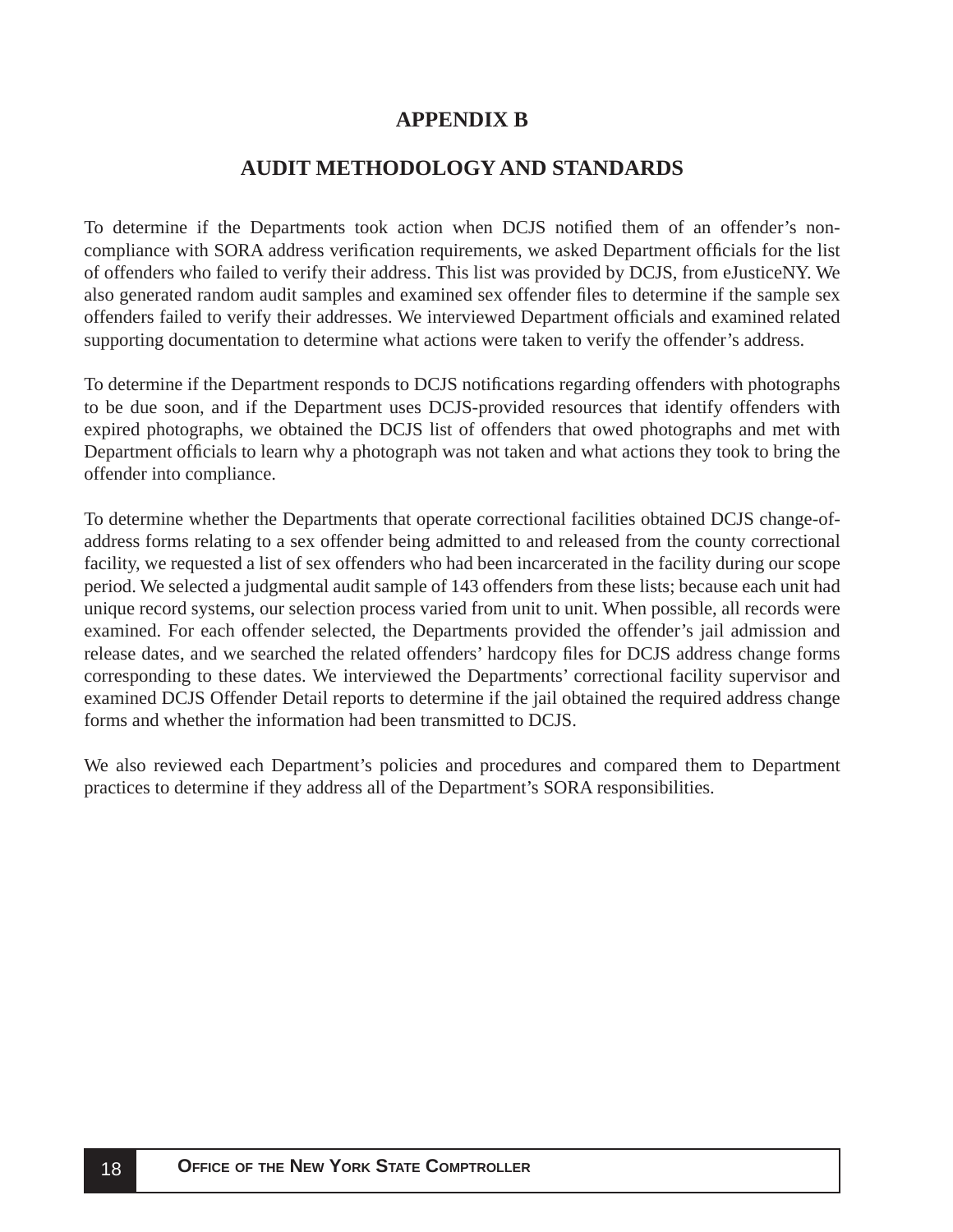# APPENDIX B

## AUDIT METHODOLOGY AND STANDARDS

To determine if the Departments took action when DCJS notified them of an offender's non-compliance with SORA address verification requirements, we asked Department officials for the list of offenders who failed to verify their address. This list was provided by DCJS, from eJusticeNY. We also generated random audit samples and examined sex offender files to determine if the sample sex offenders failed to verify their addresses. We interviewed Department officials and examined related supporting documentation to determine what actions were taken to verify the offender's address.

To determine if the Department responds to DCJS notifications regarding offenders with photographs to be due soon, and if the Department uses DCJS-provided resources that identify offenders with expired photographs, we obtained the DCJS list of offenders that owed photographs and met with Department officials to learn why a photograph was not taken and what actions they took to bring the offender into compliance.

To determine whether the Departments that operate correctional facilities obtained DCJS change-of-address forms relating to a sex offender being admitted to and released from the county correctional facility, we requested a list of sex offenders who had been incarcerated in the facility during our scope period. We selected a judgmental audit sample of 143 offenders from these lists; because each unit had unique record systems, our selection process varied from unit to unit. When possible, all records were examined. For each offender selected, the Departments provided the offender's jail admission and release dates, and we searched the related offenders' hardcopy files for DCJS address change forms corresponding to these dates. We interviewed the Departments' correctional facility supervisor and examined DCJS Offender Detail reports to determine if the jail obtained the required address change forms and whether the information had been transmitted to DCJS.

We also reviewed each Department's policies and procedures and compared them to Department practices to determine if they address all of the Department's SORA responsibilities.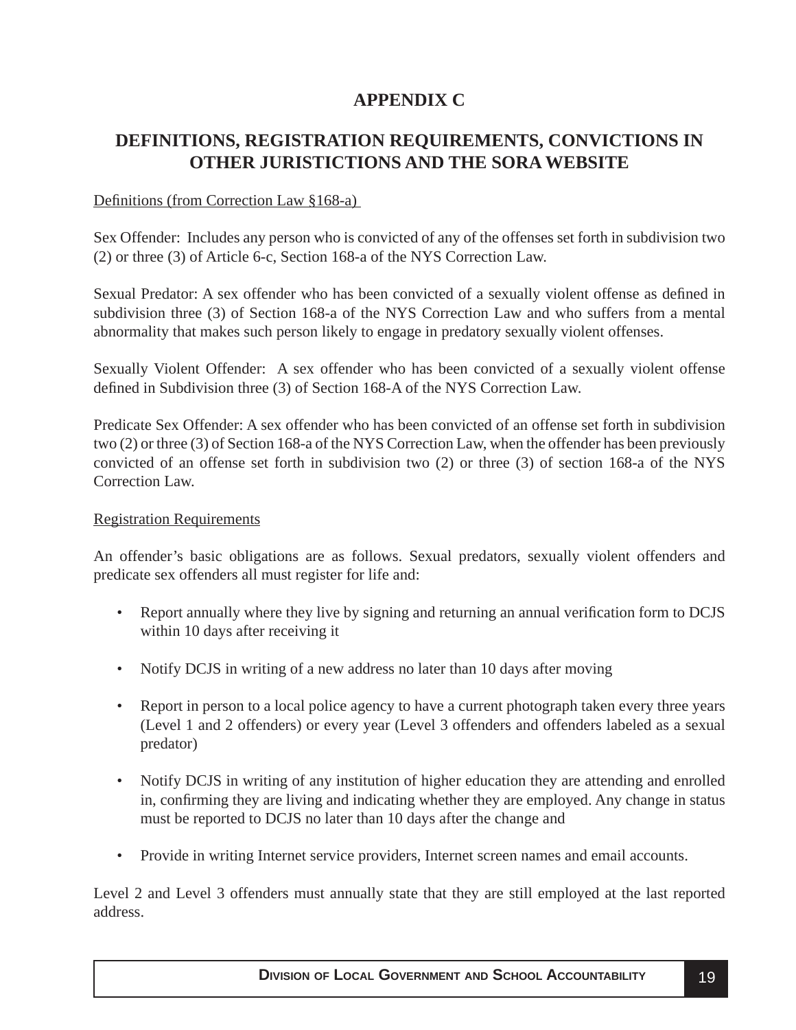# APPENDIX C

## DEFINITIONS, REGISTRATION REQUIREMENTS, CONVICTIONS IN OTHER JURISTICTIONS AND THE SORA WEBSITE

Definitions (from Correction Law §168-a)

Sex Offender: Includes any person who is convicted of any of the offenses set forth in subdivision two (2) or three (3) of Article 6-c, Section 168-a of the NYS Correction Law.

Sexual Predator: A sex offender who has been convicted of a sexually violent offense as defined in subdivision three (3) of Section 168-a of the NYS Correction Law and who suffers from a mental abnormality that makes such person likely to engage in predatory sexually violent offenses.

Sexually Violent Offender: A sex offender who has been convicted of a sexually violent offense defined in Subdivision three (3) of Section 168-A of the NYS Correction Law.

Predicate Sex Offender: A sex offender who has been convicted of an offense set forth in subdivision two (2) or three (3) of Section 168-a of the NYS Correction Law, when the offender has been previously convicted of an offense set forth in subdivision two (2) or three (3) of section 168-a of the NYS Correction Law.

Registration Requirements

An offender's basic obligations are as follows. Sexual predators, sexually violent offenders and predicate sex offenders all must register for life and:

- Report annually where they live by signing and returning an annual verification form to DCJS within 10 days after receiving it
- Notify DCJS in writing of a new address no later than 10 days after moving
- Report in person to a local police agency to have a current photograph taken every three years (Level 1 and 2 offenders) or every year (Level 3 offenders and offenders labeled as a sexual predator)
- Notify DCJS in writing of any institution of higher education they are attending and enrolled in, confirming they are living and indicating whether they are employed. Any change in status must be reported to DCJS no later than 10 days after the change and
- Provide in writing Internet service providers, Internet screen names and email accounts.

Level 2 and Level 3 offenders must annually state that they are still employed at the last reported address.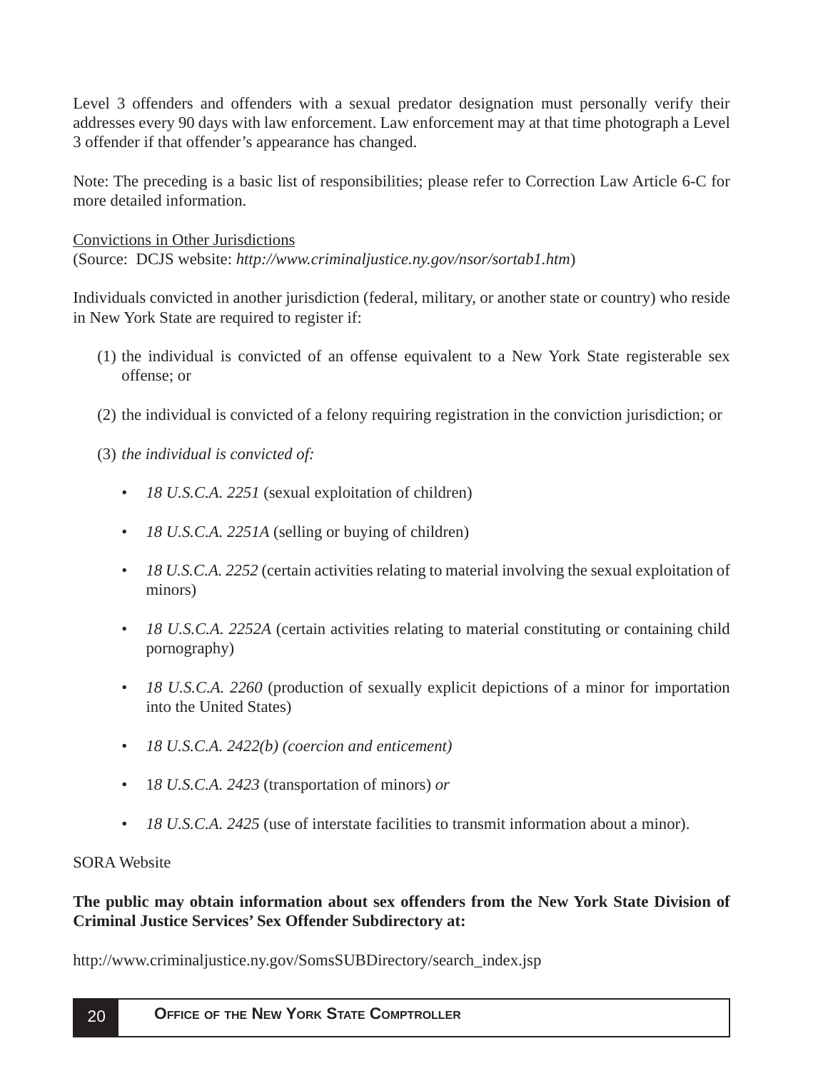Level 3 offenders and offenders with a sexual predator designation must personally verify their addresses every 90 days with law enforcement. Law enforcement may at that time photograph a Level 3 offender if that offender's appearance has changed.

Note: The preceding is a basic list of responsibilities; please refer to Correction Law Article 6-C for more detailed information.

<u>Convictions in Other Jurisdictions</u>
(Source: DCJS website: *http://www.criminaljustice.ny.gov/nsor/sortab1.htm*)

Individuals convicted in another jurisdiction (federal, military, or another state or country) who reside in New York State are required to register if:

(1) the individual is convicted of an offense equivalent to a New York State registerable sex offense; or

(2) the individual is convicted of a felony requiring registration in the conviction jurisdiction; or

(3) *the individual is convicted of:*

- *18 U.S.C.A. 2251* (sexual exploitation of children)
- *18 U.S.C.A. 2251A* (selling or buying of children)
- *18 U.S.C.A. 2252* (certain activities relating to material involving the sexual exploitation of minors)
- *18 U.S.C.A. 2252A* (certain activities relating to material constituting or containing child pornography)
- *18 U.S.C.A. 2260* (production of sexually explicit depictions of a minor for importation into the United States)
- *18 U.S.C.A. 2422(b) (coercion and enticement)*
- 1*8 U.S.C.A. 2423* (transportation of minors) *or*
- *18 U.S.C.A. 2425* (use of interstate facilities to transmit information about a minor).

SORA Website

**The public may obtain information about sex offenders from the New York State Division of Criminal Justice Services' Sex Offender Subdirectory at:**

http://www.criminaljustice.ny.gov/SomsSUBDirectory/search_index.jsp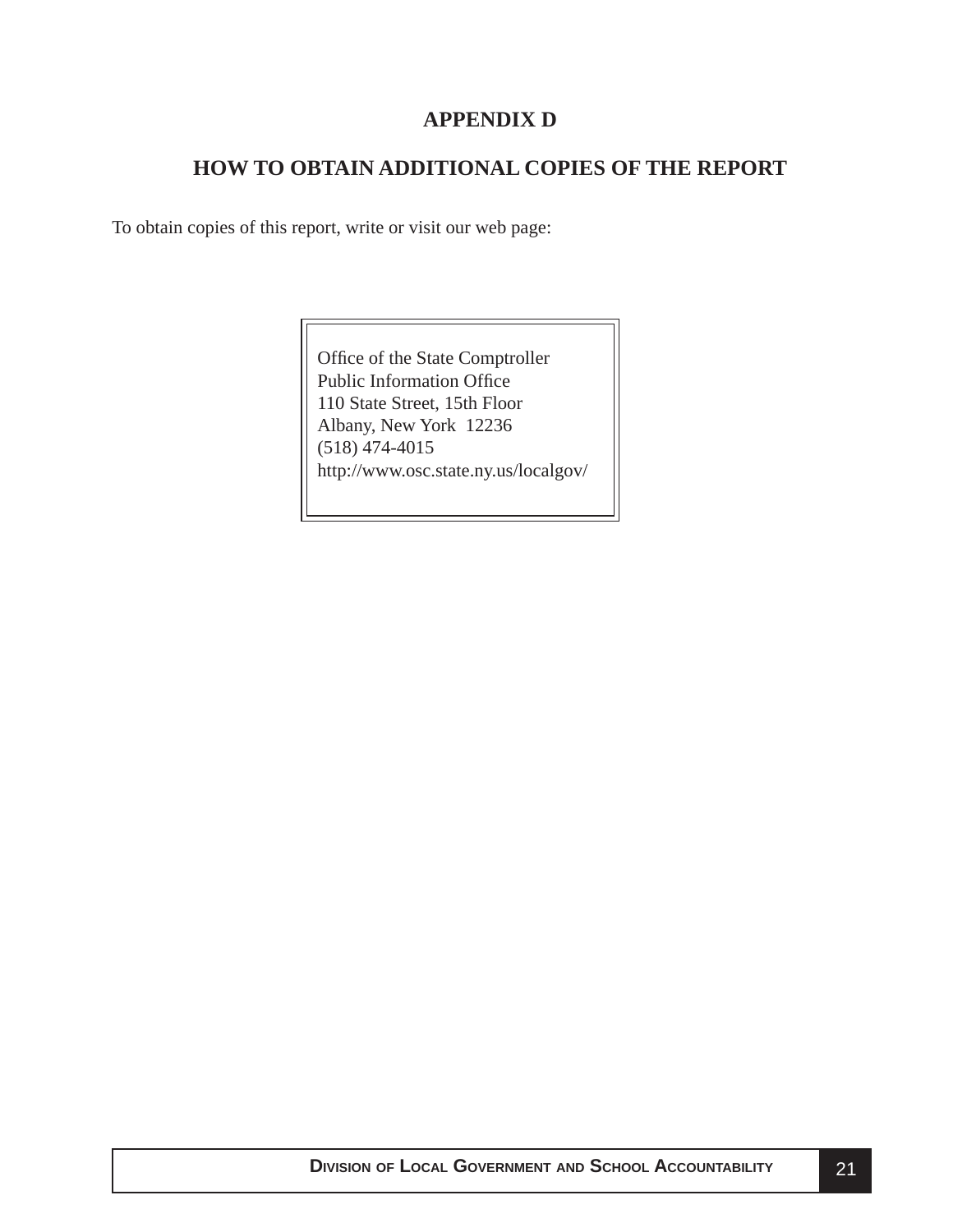## APPENDIX D

## HOW TO OBTAIN ADDITIONAL COPIES OF THE REPORT

To obtain copies of this report, write or visit our web page:

Office of the State Comptroller
Public Information Office
110 State Street, 15th Floor
Albany, New York 12236
(518) 474-4015
http://www.osc.state.ny.us/localgov/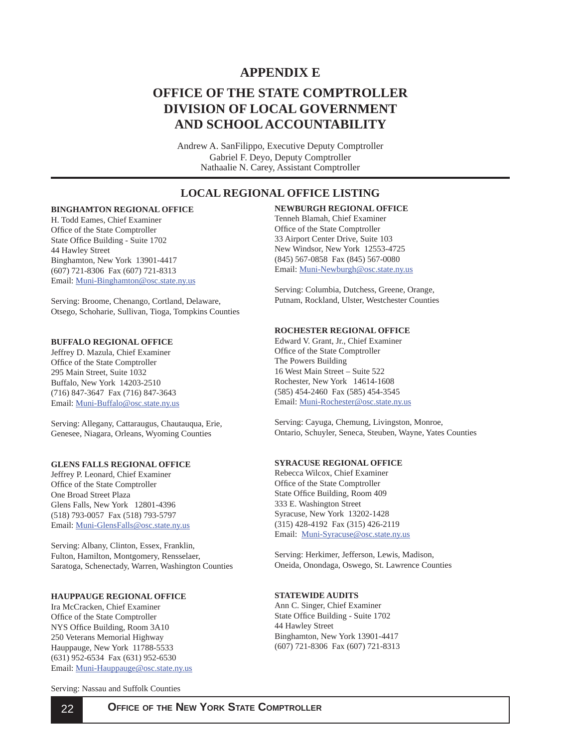# APPENDIX E

# OFFICE OF THE STATE COMPTROLLER DIVISION OF LOCAL GOVERNMENT AND SCHOOL ACCOUNTABILITY

Andrew A. SanFilippo, Executive Deputy Comptroller
Gabriel F. Deyo, Deputy Comptroller
Nathaalie N. Carey, Assistant Comptroller

## LOCAL REGIONAL OFFICE LISTING

**BINGHAMTON REGIONAL OFFICE**
H. Todd Eames, Chief Examiner
Office of the State Comptroller
State Office Building - Suite 1702
44 Hawley Street
Binghamton, New York 13901-4417
(607) 721-8306 Fax (607) 721-8313
Email: Muni-Binghamton@osc.state.ny.us

Serving: Broome, Chenango, Cortland, Delaware, Otsego, Schoharie, Sullivan, Tioga, Tompkins Counties

**BUFFALO REGIONAL OFFICE**
Jeffrey D. Mazula, Chief Examiner
Office of the State Comptroller
295 Main Street, Suite 1032
Buffalo, New York 14203-2510
(716) 847-3647 Fax (716) 847-3643
Email: Muni-Buffalo@osc.state.ny.us

Serving: Allegany, Cattaraugus, Chautauqua, Erie, Genesee, Niagara, Orleans, Wyoming Counties

**GLENS FALLS REGIONAL OFFICE**
Jeffrey P. Leonard, Chief Examiner
Office of the State Comptroller
One Broad Street Plaza
Glens Falls, New York 12801-4396
(518) 793-0057 Fax (518) 793-5797
Email: Muni-GlensFalls@osc.state.ny.us

Serving: Albany, Clinton, Essex, Franklin, Fulton, Hamilton, Montgomery, Rensselaer, Saratoga, Schenectady, Warren, Washington Counties

**HAUPPAUGE REGIONAL OFFICE**
Ira McCracken, Chief Examiner
Office of the State Comptroller
NYS Office Building, Room 3A10
250 Veterans Memorial Highway
Hauppauge, New York 11788-5533
(631) 952-6534 Fax (631) 952-6530
Email: Muni-Hauppauge@osc.state.ny.us

Serving: Nassau and Suffolk Counties

**NEWBURGH REGIONAL OFFICE**
Tenneh Blamah, Chief Examiner
Office of the State Comptroller
33 Airport Center Drive, Suite 103
New Windsor, New York 12553-4725
(845) 567-0858 Fax (845) 567-0080
Email: Muni-Newburgh@osc.state.ny.us

Serving: Columbia, Dutchess, Greene, Orange, Putnam, Rockland, Ulster, Westchester Counties

**ROCHESTER REGIONAL OFFICE**
Edward V. Grant, Jr., Chief Examiner
Office of the State Comptroller
The Powers Building
16 West Main Street – Suite 522
Rochester, New York 14614-1608
(585) 454-2460 Fax (585) 454-3545
Email: Muni-Rochester@osc.state.ny.us

Serving: Cayuga, Chemung, Livingston, Monroe, Ontario, Schuyler, Seneca, Steuben, Wayne, Yates Counties

**SYRACUSE REGIONAL OFFICE**
Rebecca Wilcox, Chief Examiner
Office of the State Comptroller
State Office Building, Room 409
333 E. Washington Street
Syracuse, New York 13202-1428
(315) 428-4192 Fax (315) 426-2119
Email: Muni-Syracuse@osc.state.ny.us

Serving: Herkimer, Jefferson, Lewis, Madison, Oneida, Onondaga, Oswego, St. Lawrence Counties

**STATEWIDE AUDITS**
Ann C. Singer, Chief Examiner
State Office Building - Suite 1702
44 Hawley Street
Binghamton, New York 13901-4417
(607) 721-8306 Fax (607) 721-8313